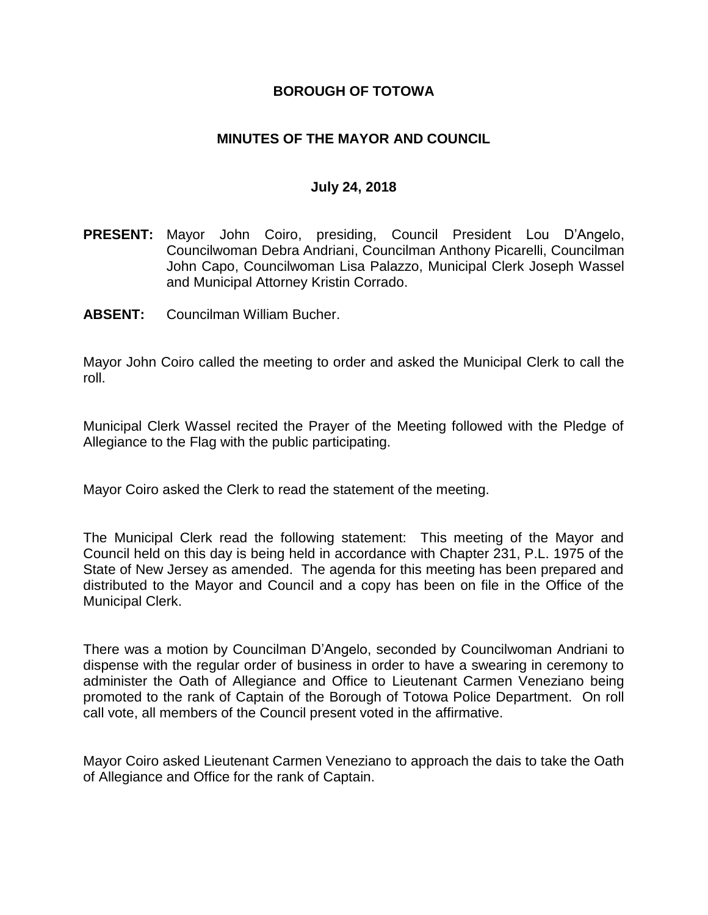# BOROUGH OF TOTOWA

## MINUTES OF THE MAYOR AND COUNCIL

### July 24, 2018

**PRESENT:** Mayor John Coiro, presiding, Council President Lou D'Angelo, Councilwoman Debra Andriani, Councilman Anthony Picarelli, Councilman John Capo, Councilwoman Lisa Palazzo, Municipal Clerk Joseph Wassel and Municipal Attorney Kristin Corrado.

**ABSENT:** Councilman William Bucher.

Mayor John Coiro called the meeting to order and asked the Municipal Clerk to call the roll.

Municipal Clerk Wassel recited the Prayer of the Meeting followed with the Pledge of Allegiance to the Flag with the public participating.

Mayor Coiro asked the Clerk to read the statement of the meeting.

The Municipal Clerk read the following statement: This meeting of the Mayor and Council held on this day is being held in accordance with Chapter 231, P.L. 1975 of the State of New Jersey as amended. The agenda for this meeting has been prepared and distributed to the Mayor and Council and a copy has been on file in the Office of the Municipal Clerk.

There was a motion by Councilman D'Angelo, seconded by Councilwoman Andriani to dispense with the regular order of business in order to have a swearing in ceremony to administer the Oath of Allegiance and Office to Lieutenant Carmen Veneziano being promoted to the rank of Captain of the Borough of Totowa Police Department. On roll call vote, all members of the Council present voted in the affirmative.

Mayor Coiro asked Lieutenant Carmen Veneziano to approach the dais to take the Oath of Allegiance and Office for the rank of Captain.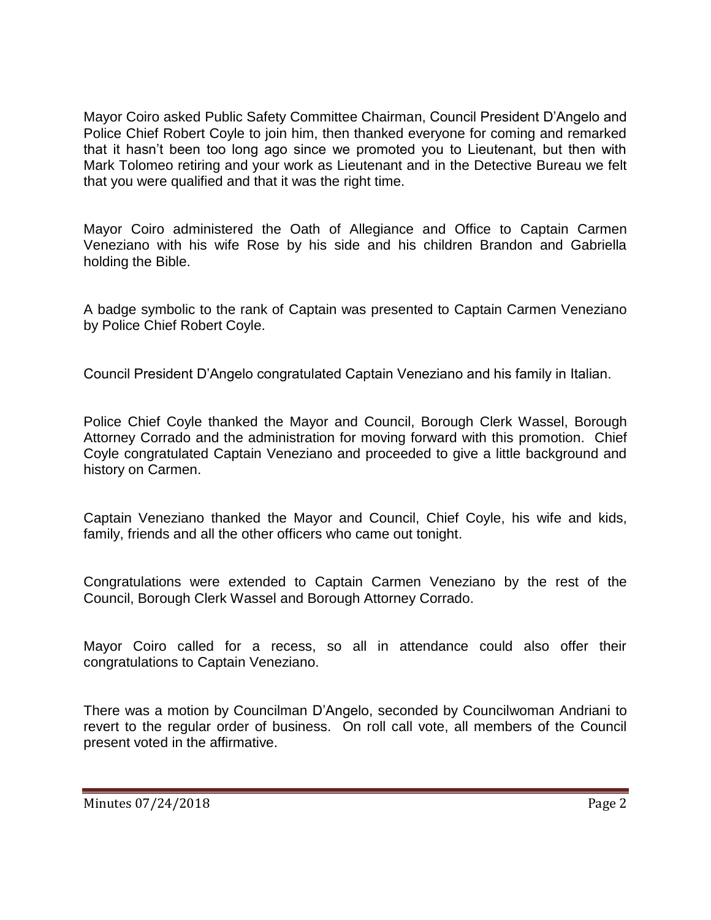Mayor Coiro asked Public Safety Committee Chairman, Council President D'Angelo and Police Chief Robert Coyle to join him, then thanked everyone for coming and remarked that it hasn't been too long ago since we promoted you to Lieutenant, but then with Mark Tolomeo retiring and your work as Lieutenant and in the Detective Bureau we felt that you were qualified and that it was the right time.

Mayor Coiro administered the Oath of Allegiance and Office to Captain Carmen Veneziano with his wife Rose by his side and his children Brandon and Gabriella holding the Bible.

A badge symbolic to the rank of Captain was presented to Captain Carmen Veneziano by Police Chief Robert Coyle.

Council President D'Angelo congratulated Captain Veneziano and his family in Italian.

Police Chief Coyle thanked the Mayor and Council, Borough Clerk Wassel, Borough Attorney Corrado and the administration for moving forward with this promotion. Chief Coyle congratulated Captain Veneziano and proceeded to give a little background and history on Carmen.

Captain Veneziano thanked the Mayor and Council, Chief Coyle, his wife and kids, family, friends and all the other officers who came out tonight.

Congratulations were extended to Captain Carmen Veneziano by the rest of the Council, Borough Clerk Wassel and Borough Attorney Corrado.

Mayor Coiro called for a recess, so all in attendance could also offer their congratulations to Captain Veneziano.

There was a motion by Councilman D'Angelo, seconded by Councilwoman Andriani to revert to the regular order of business. On roll call vote, all members of the Council present voted in the affirmative.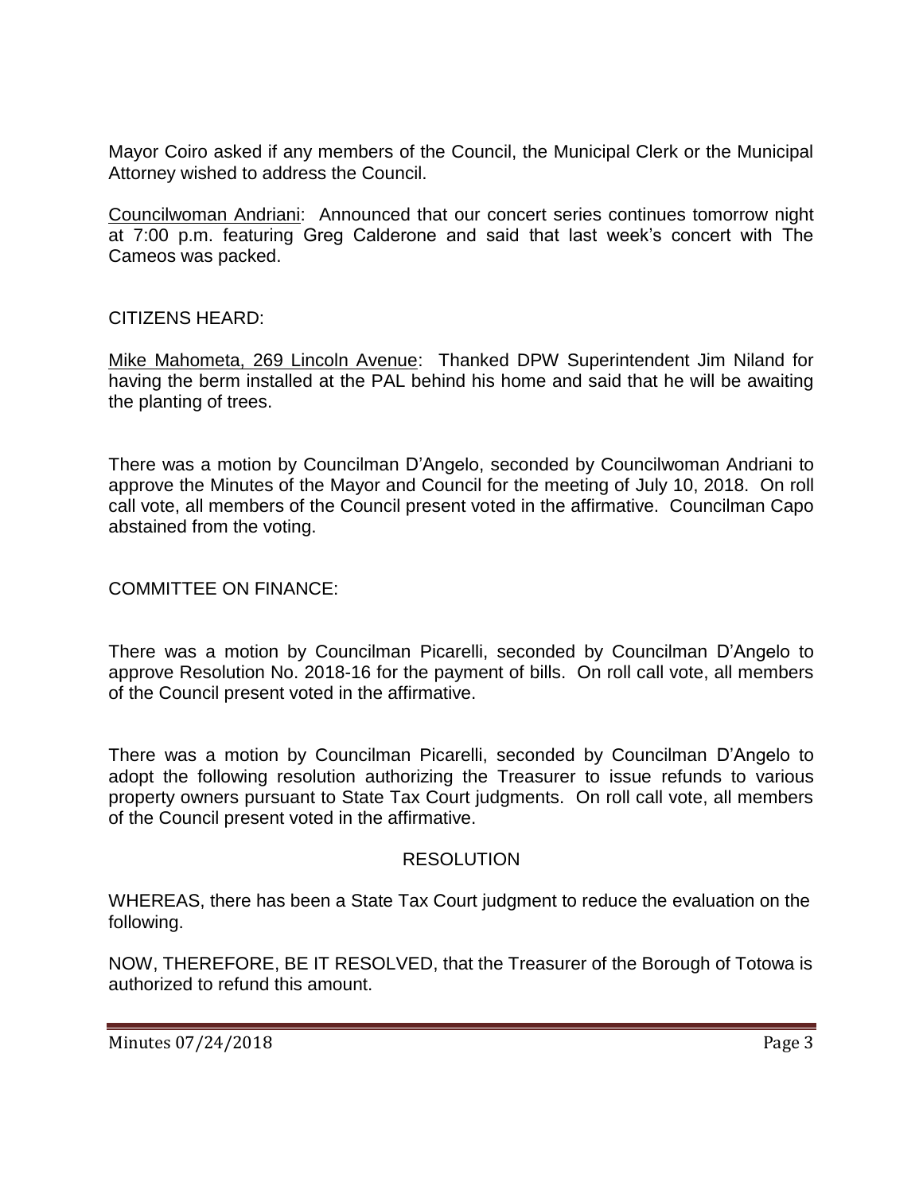Mayor Coiro asked if any members of the Council, the Municipal Clerk or the Municipal Attorney wished to address the Council.

Councilwoman Andriani: Announced that our concert series continues tomorrow night at 7:00 p.m. featuring Greg Calderone and said that last week's concert with The Cameos was packed.

CITIZENS HEARD:

Mike Mahometa, 269 Lincoln Avenue: Thanked DPW Superintendent Jim Niland for having the berm installed at the PAL behind his home and said that he will be awaiting the planting of trees.

There was a motion by Councilman D'Angelo, seconded by Councilwoman Andriani to approve the Minutes of the Mayor and Council for the meeting of July 10, 2018. On roll call vote, all members of the Council present voted in the affirmative. Councilman Capo abstained from the voting.

COMMITTEE ON FINANCE:

There was a motion by Councilman Picarelli, seconded by Councilman D'Angelo to approve Resolution No. 2018-16 for the payment of bills. On roll call vote, all members of the Council present voted in the affirmative.

There was a motion by Councilman Picarelli, seconded by Councilman D'Angelo to adopt the following resolution authorizing the Treasurer to issue refunds to various property owners pursuant to State Tax Court judgments. On roll call vote, all members of the Council present voted in the affirmative.

RESOLUTION

WHEREAS, there has been a State Tax Court judgment to reduce the evaluation on the following.

NOW, THEREFORE, BE IT RESOLVED, that the Treasurer of the Borough of Totowa is authorized to refund this amount.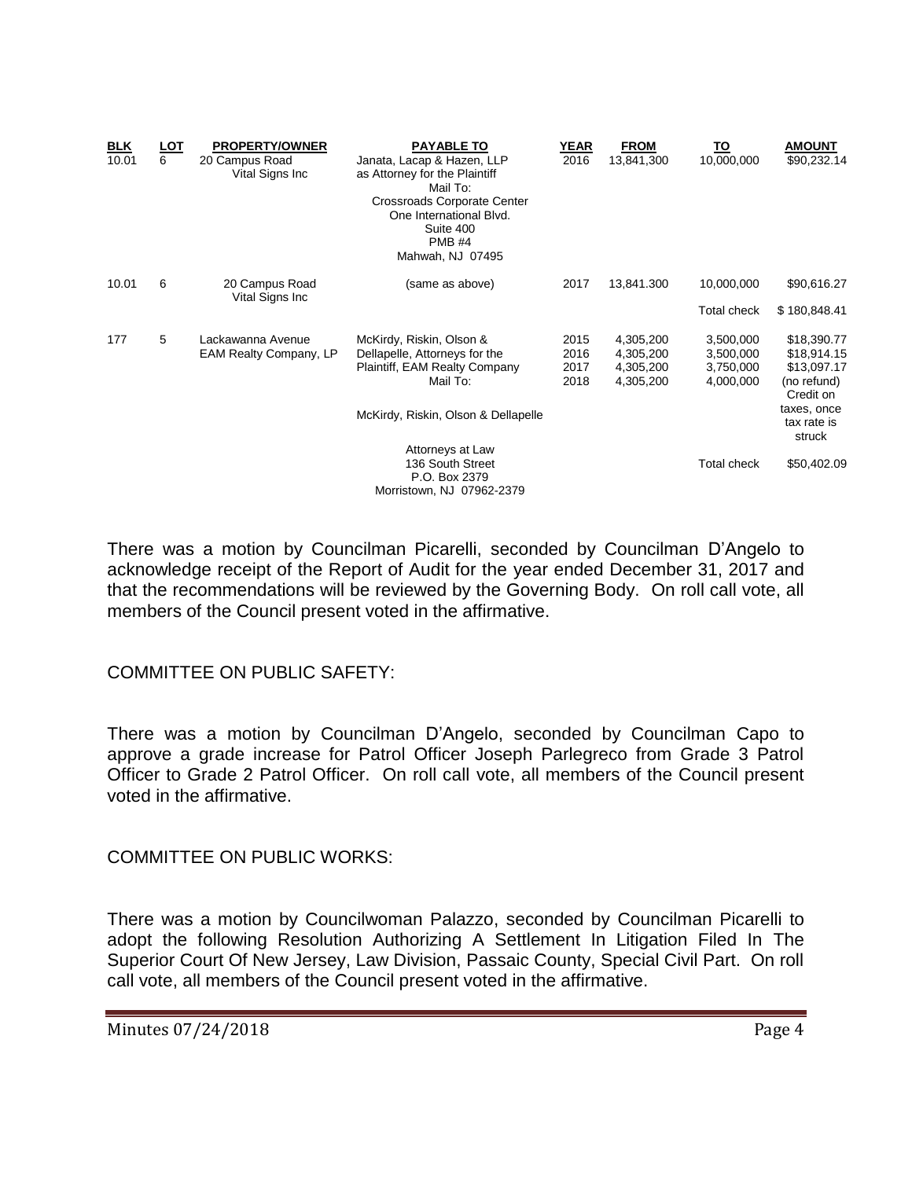| BLK | LOT | PROPERTY/OWNER | PAYABLE TO | YEAR | FROM | TO | AMOUNT |
|---|---|---|---|---|---|---|---|
| 10.01 | 6 | 20 Campus Road Vital Signs Inc | Janata, Lacap & Hazen, LLP as Attorney for the Plaintiff Mail To: Crossroads Corporate Center One International Blvd. Suite 400 PMB #4 Mahwah, NJ 07495 | 2016 | 13,841,300 | 10,000,000 | $90,232.14 |
| 10.01 | 6 | 20 Campus Road Vital Signs Inc | (same as above) | 2017 | 13,841.300 | 10,000,000 | $90,616.27 |
| | | | | | | Total check | $ 180,848.41 |
| 177 | 5 | Lackawanna Avenue EAM Realty Company, LP | McKirdy, Riskin, Olson & Dellapelle, Attorneys for the Plaintiff, EAM Realty Company Mail To: McKirdy, Riskin, Olson & Dellapelle Attorneys at Law 136 South Street P.O. Box 2379 Morristown, NJ 07962-2379 | 2015 | 4,305,200 | 3,500,000 | $18,390.77 |
| | | | | 2016 | 4,305,200 | 3,500,000 | $18,914.15 |
| | | | | 2017 | 4,305,200 | 3,750,000 | $13,097.17 |
| | | | | 2018 | 4,305,200 | 4,000,000 | (no refund) Credit on taxes, once tax rate is struck |
| | | | | | | Total check | $50,402.09 |

There was a motion by Councilman Picarelli, seconded by Councilman D'Angelo to acknowledge receipt of the Report of Audit for the year ended December 31, 2017 and that the recommendations will be reviewed by the Governing Body. On roll call vote, all members of the Council present voted in the affirmative.

COMMITTEE ON PUBLIC SAFETY:

There was a motion by Councilman D'Angelo, seconded by Councilman Capo to approve a grade increase for Patrol Officer Joseph Parlegreco from Grade 3 Patrol Officer to Grade 2 Patrol Officer. On roll call vote, all members of the Council present voted in the affirmative.

COMMITTEE ON PUBLIC WORKS:

There was a motion by Councilwoman Palazzo, seconded by Councilman Picarelli to adopt the following Resolution Authorizing A Settlement In Litigation Filed In The Superior Court Of New Jersey, Law Division, Passaic County, Special Civil Part. On roll call vote, all members of the Council present voted in the affirmative.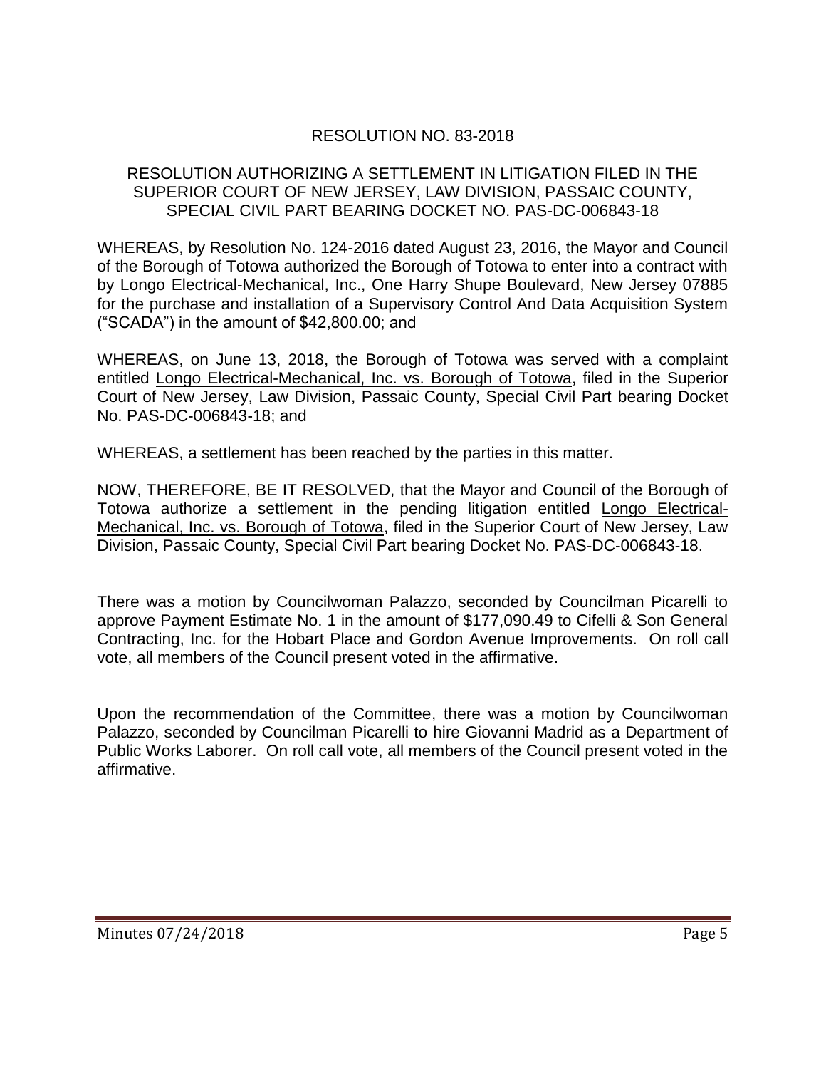RESOLUTION NO. 83-2018

RESOLUTION AUTHORIZING A SETTLEMENT IN LITIGATION FILED IN THE SUPERIOR COURT OF NEW JERSEY, LAW DIVISION, PASSAIC COUNTY, SPECIAL CIVIL PART BEARING DOCKET NO. PAS-DC-006843-18

WHEREAS, by Resolution No. 124-2016 dated August 23, 2016, the Mayor and Council of the Borough of Totowa authorized the Borough of Totowa to enter into a contract with by Longo Electrical-Mechanical, Inc., One Harry Shupe Boulevard, New Jersey 07885 for the purchase and installation of a Supervisory Control And Data Acquisition System ("SCADA") in the amount of $42,800.00; and

WHEREAS, on June 13, 2018, the Borough of Totowa was served with a complaint entitled Longo Electrical-Mechanical, Inc. vs. Borough of Totowa, filed in the Superior Court of New Jersey, Law Division, Passaic County, Special Civil Part bearing Docket No. PAS-DC-006843-18; and

WHEREAS, a settlement has been reached by the parties in this matter.

NOW, THEREFORE, BE IT RESOLVED, that the Mayor and Council of the Borough of Totowa authorize a settlement in the pending litigation entitled Longo Electrical-Mechanical, Inc. vs. Borough of Totowa, filed in the Superior Court of New Jersey, Law Division, Passaic County, Special Civil Part bearing Docket No. PAS-DC-006843-18.

There was a motion by Councilwoman Palazzo, seconded by Councilman Picarelli to approve Payment Estimate No. 1 in the amount of $177,090.49 to Cifelli & Son General Contracting, Inc. for the Hobart Place and Gordon Avenue Improvements. On roll call vote, all members of the Council present voted in the affirmative.

Upon the recommendation of the Committee, there was a motion by Councilwoman Palazzo, seconded by Councilman Picarelli to hire Giovanni Madrid as a Department of Public Works Laborer. On roll call vote, all members of the Council present voted in the affirmative.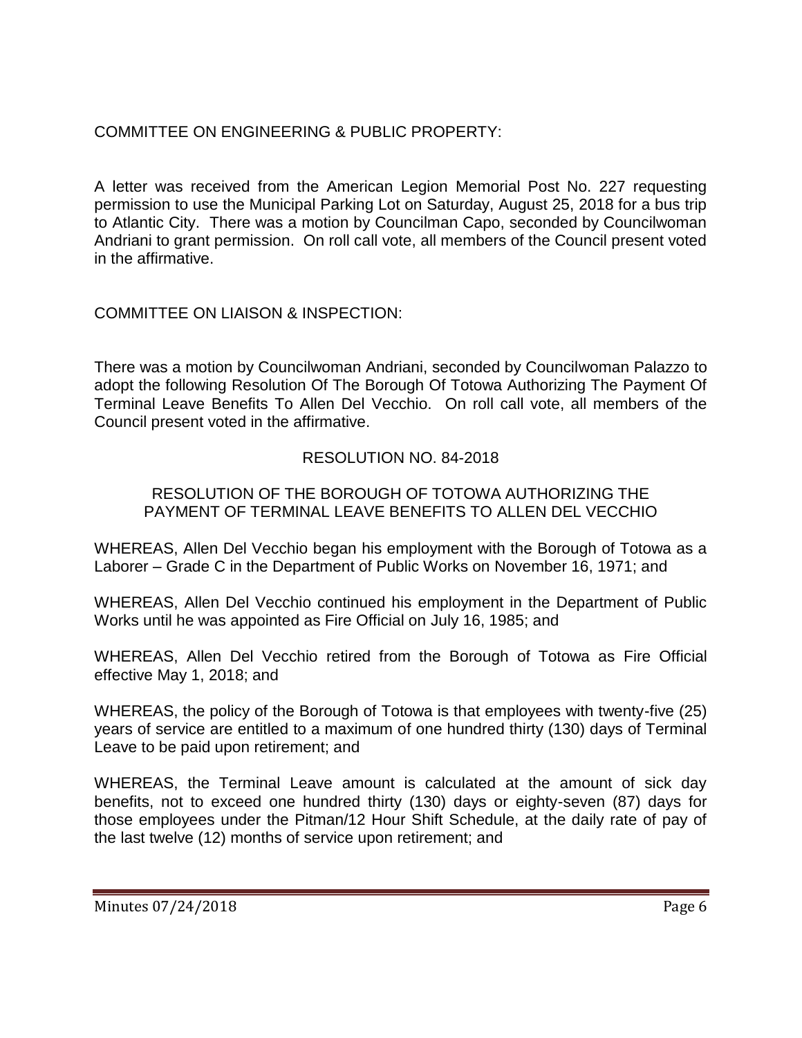COMMITTEE ON ENGINEERING & PUBLIC PROPERTY:

A letter was received from the American Legion Memorial Post No. 227 requesting permission to use the Municipal Parking Lot on Saturday, August 25, 2018 for a bus trip to Atlantic City. There was a motion by Councilman Capo, seconded by Councilwoman Andriani to grant permission. On roll call vote, all members of the Council present voted in the affirmative.

COMMITTEE ON LIAISON & INSPECTION:

There was a motion by Councilwoman Andriani, seconded by Councilwoman Palazzo to adopt the following Resolution Of The Borough Of Totowa Authorizing The Payment Of Terminal Leave Benefits To Allen Del Vecchio. On roll call vote, all members of the Council present voted in the affirmative.

RESOLUTION NO. 84-2018

RESOLUTION OF THE BOROUGH OF TOTOWA AUTHORIZING THE PAYMENT OF TERMINAL LEAVE BENEFITS TO ALLEN DEL VECCHIO

WHEREAS, Allen Del Vecchio began his employment with the Borough of Totowa as a Laborer – Grade C in the Department of Public Works on November 16, 1971; and

WHEREAS, Allen Del Vecchio continued his employment in the Department of Public Works until he was appointed as Fire Official on July 16, 1985; and

WHEREAS, Allen Del Vecchio retired from the Borough of Totowa as Fire Official effective May 1, 2018; and

WHEREAS, the policy of the Borough of Totowa is that employees with twenty-five (25) years of service are entitled to a maximum of one hundred thirty (130) days of Terminal Leave to be paid upon retirement; and

WHEREAS, the Terminal Leave amount is calculated at the amount of sick day benefits, not to exceed one hundred thirty (130) days or eighty-seven (87) days for those employees under the Pitman/12 Hour Shift Schedule, at the daily rate of pay of the last twelve (12) months of service upon retirement; and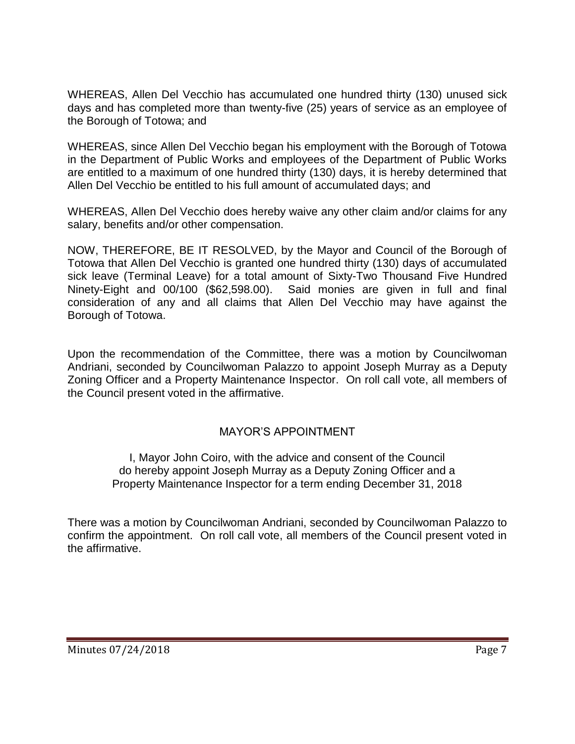WHEREAS, Allen Del Vecchio has accumulated one hundred thirty (130) unused sick days and has completed more than twenty-five (25) years of service as an employee of the Borough of Totowa; and

WHEREAS, since Allen Del Vecchio began his employment with the Borough of Totowa in the Department of Public Works and employees of the Department of Public Works are entitled to a maximum of one hundred thirty (130) days, it is hereby determined that Allen Del Vecchio be entitled to his full amount of accumulated days; and

WHEREAS, Allen Del Vecchio does hereby waive any other claim and/or claims for any salary, benefits and/or other compensation.

NOW, THEREFORE, BE IT RESOLVED, by the Mayor and Council of the Borough of Totowa that Allen Del Vecchio is granted one hundred thirty (130) days of accumulated sick leave (Terminal Leave) for a total amount of Sixty-Two Thousand Five Hundred Ninety-Eight and 00/100 ($62,598.00). Said monies are given in full and final consideration of any and all claims that Allen Del Vecchio may have against the Borough of Totowa.

Upon the recommendation of the Committee, there was a motion by Councilwoman Andriani, seconded by Councilwoman Palazzo to appoint Joseph Murray as a Deputy Zoning Officer and a Property Maintenance Inspector. On roll call vote, all members of the Council present voted in the affirmative.

## MAYOR'S APPOINTMENT

I, Mayor John Coiro, with the advice and consent of the Council do hereby appoint Joseph Murray as a Deputy Zoning Officer and a Property Maintenance Inspector for a term ending December 31, 2018

There was a motion by Councilwoman Andriani, seconded by Councilwoman Palazzo to confirm the appointment. On roll call vote, all members of the Council present voted in the affirmative.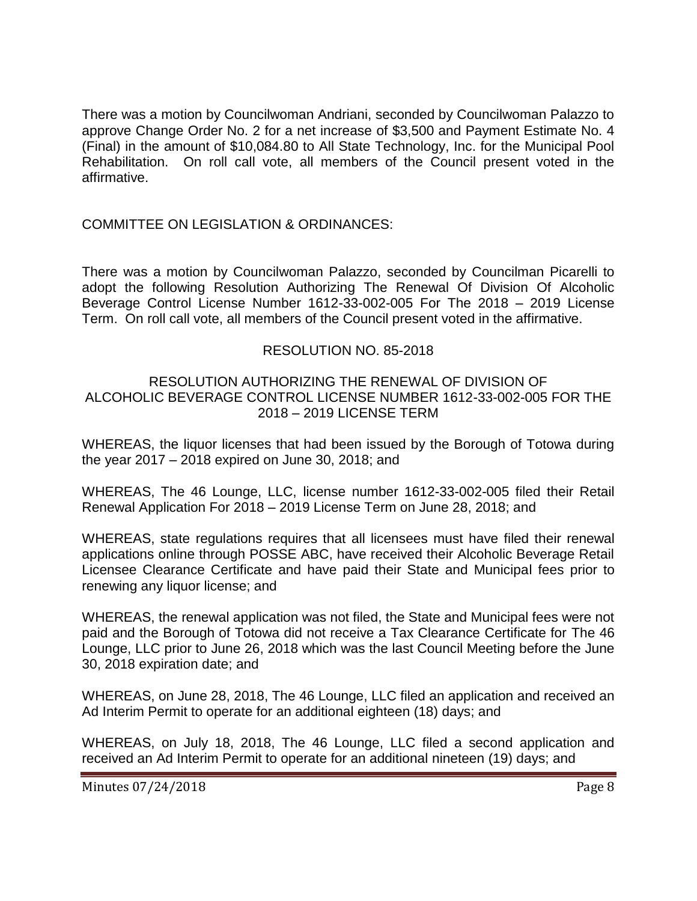There was a motion by Councilwoman Andriani, seconded by Councilwoman Palazzo to approve Change Order No. 2 for a net increase of $3,500 and Payment Estimate No. 4 (Final) in the amount of $10,084.80 to All State Technology, Inc. for the Municipal Pool Rehabilitation. On roll call vote, all members of the Council present voted in the affirmative.

COMMITTEE ON LEGISLATION & ORDINANCES:

There was a motion by Councilwoman Palazzo, seconded by Councilman Picarelli to adopt the following Resolution Authorizing The Renewal Of Division Of Alcoholic Beverage Control License Number 1612-33-002-005 For The 2018 – 2019 License Term. On roll call vote, all members of the Council present voted in the affirmative.

RESOLUTION NO. 85-2018

RESOLUTION AUTHORIZING THE RENEWAL OF DIVISION OF ALCOHOLIC BEVERAGE CONTROL LICENSE NUMBER 1612-33-002-005 FOR THE 2018 – 2019 LICENSE TERM

WHEREAS, the liquor licenses that had been issued by the Borough of Totowa during the year 2017 – 2018 expired on June 30, 2018; and

WHEREAS, The 46 Lounge, LLC, license number 1612-33-002-005 filed their Retail Renewal Application For 2018 – 2019 License Term on June 28, 2018; and

WHEREAS, state regulations requires that all licensees must have filed their renewal applications online through POSSE ABC, have received their Alcoholic Beverage Retail Licensee Clearance Certificate and have paid their State and Municipal fees prior to renewing any liquor license; and

WHEREAS, the renewal application was not filed, the State and Municipal fees were not paid and the Borough of Totowa did not receive a Tax Clearance Certificate for The 46 Lounge, LLC prior to June 26, 2018 which was the last Council Meeting before the June 30, 2018 expiration date; and

WHEREAS, on June 28, 2018, The 46 Lounge, LLC filed an application and received an Ad Interim Permit to operate for an additional eighteen (18) days; and

WHEREAS, on July 18, 2018, The 46 Lounge, LLC filed a second application and received an Ad Interim Permit to operate for an additional nineteen (19) days; and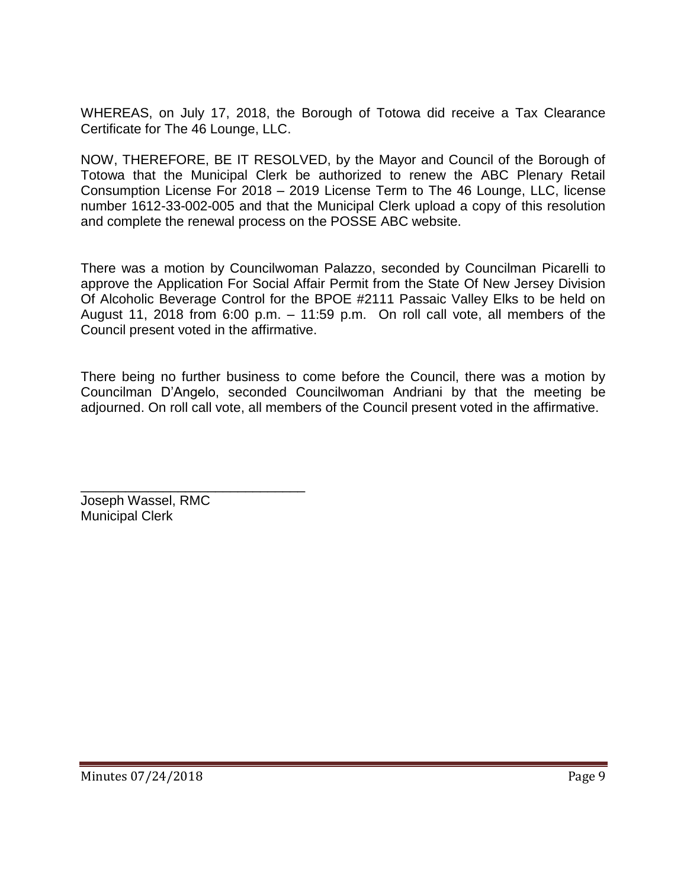WHEREAS, on July 17, 2018, the Borough of Totowa did receive a Tax Clearance Certificate for The 46 Lounge, LLC.

NOW, THEREFORE, BE IT RESOLVED, by the Mayor and Council of the Borough of Totowa that the Municipal Clerk be authorized to renew the ABC Plenary Retail Consumption License For 2018 – 2019 License Term to The 46 Lounge, LLC, license number 1612-33-002-005 and that the Municipal Clerk upload a copy of this resolution and complete the renewal process on the POSSE ABC website.

There was a motion by Councilwoman Palazzo, seconded by Councilman Picarelli to approve the Application For Social Affair Permit from the State Of New Jersey Division Of Alcoholic Beverage Control for the BPOE #2111 Passaic Valley Elks to be held on August 11, 2018 from 6:00 p.m. – 11:59 p.m. On roll call vote, all members of the Council present voted in the affirmative.

There being no further business to come before the Council, there was a motion by Councilman D'Angelo, seconded Councilwoman Andriani by that the meeting be adjourned. On roll call vote, all members of the Council present voted in the affirmative.

\_\_\_\_\_\_\_\_\_\_\_\_\_\_\_\_\_\_\_\_\_\_\_\_\_\_\_\_\_\_\_

Joseph Wassel, RMC
Municipal Clerk